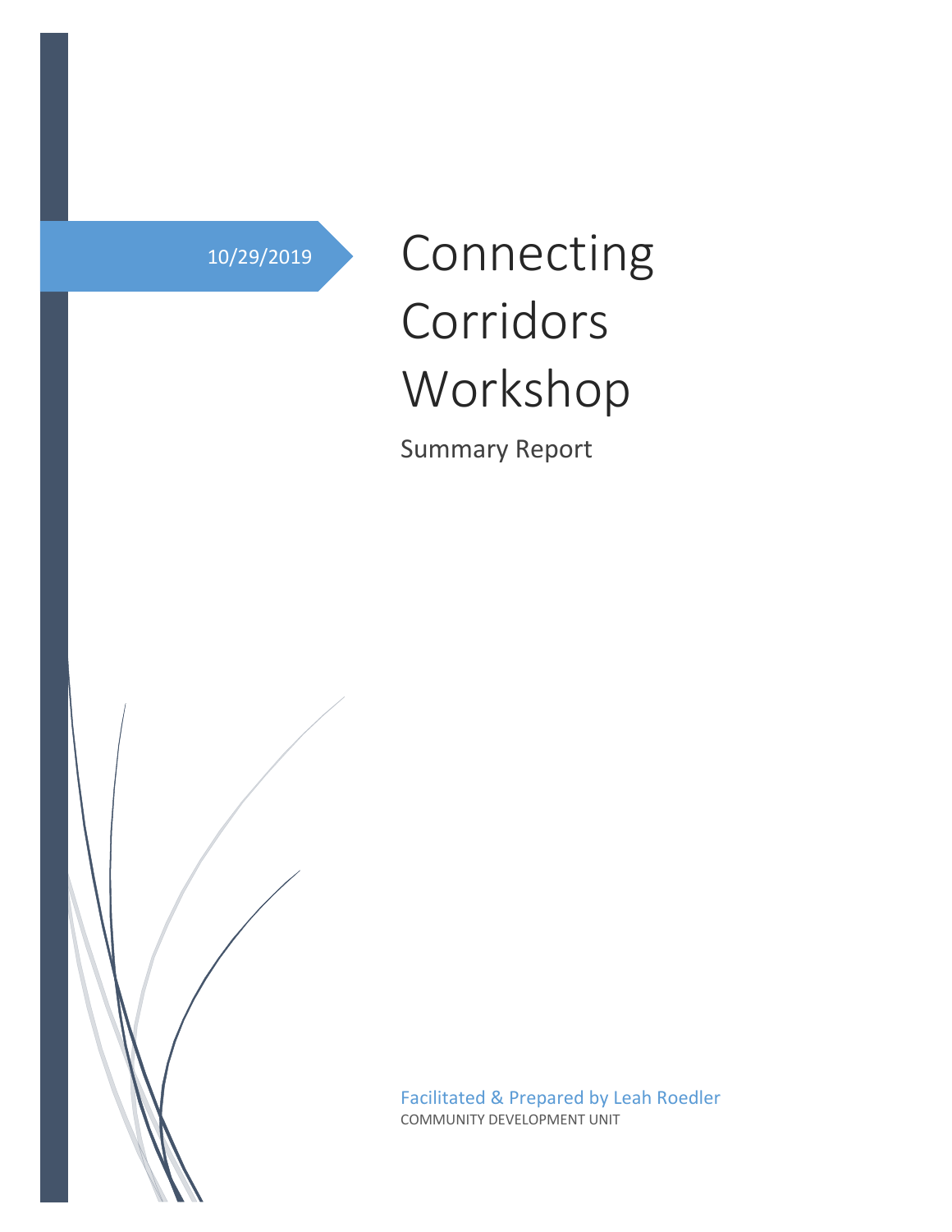10/29/2019

# Connecting Corridors Workshop

Summary Report

Facilitated & Prepared by Leah Roedler

COMMUNITY DEVELOPMENT UNIT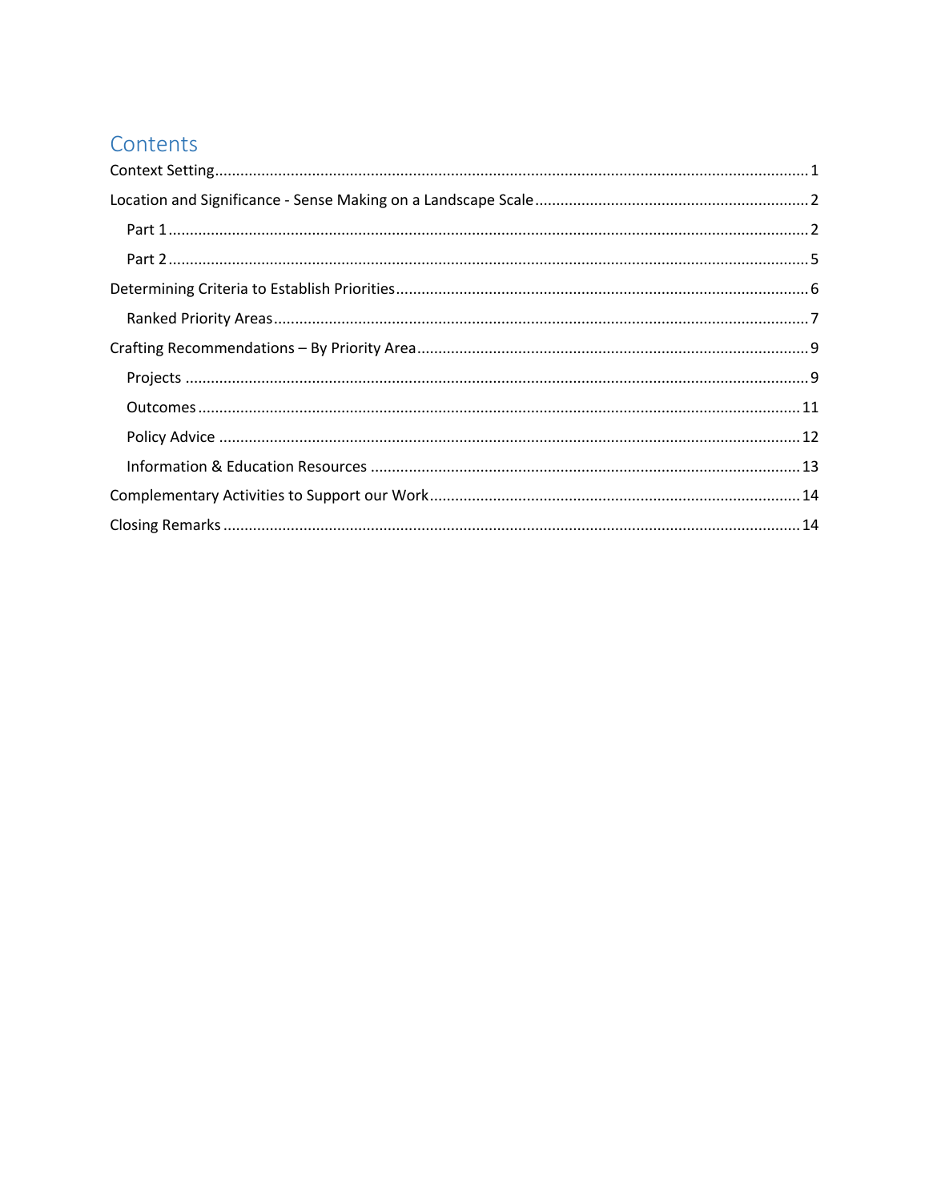# Contents

Context Setting ........................................................................................................................................ 1

Location and Significance - Sense Making on a Landscape Scale ............................................................... 2

- Part 1 ..................................................................................................................................................... 2
- Part 2 ..................................................................................................................................................... 5

Determining Criteria to Establish Priorities ................................................................................................ 6

- Ranked Priority Areas ............................................................................................................................ 7

Crafting Recommendations – By Priority Area ........................................................................................... 9

- Projects ................................................................................................................................................. 9
- Outcomes ............................................................................................................................................ 11
- Policy Advice ....................................................................................................................................... 12
- Information & Education Resources ..................................................................................................... 13

Complementary Activities to Support our Work ...................................................................................... 14

Closing Remarks ...................................................................................................................................... 14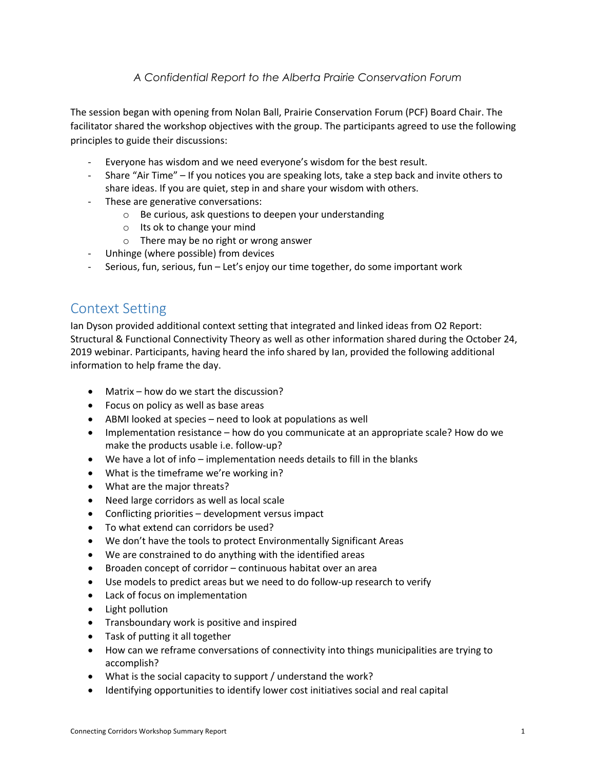*A Confidential Report to the Alberta Prairie Conservation Forum*

The session began with opening from Nolan Ball, Prairie Conservation Forum (PCF) Board Chair. The facilitator shared the workshop objectives with the group. The participants agreed to use the following principles to guide their discussions:

- Everyone has wisdom and we need everyone's wisdom for the best result.
- Share "Air Time" – If you notices you are speaking lots, take a step back and invite others to share ideas. If you are quiet, step in and share your wisdom with others.
- These are generative conversations:
    - Be curious, ask questions to deepen your understanding
    - Its ok to change your mind
    - There may be no right or wrong answer
- Unhinge (where possible) from devices
- Serious, fun, serious, fun – Let's enjoy our time together, do some important work

## Context Setting

Ian Dyson provided additional context setting that integrated and linked ideas from O2 Report: Structural & Functional Connectivity Theory as well as other information shared during the October 24, 2019 webinar. Participants, having heard the info shared by Ian, provided the following additional information to help frame the day.

- Matrix – how do we start the discussion?
- Focus on policy as well as base areas
- ABMI looked at species – need to look at populations as well
- Implementation resistance – how do you communicate at an appropriate scale? How do we make the products usable i.e. follow-up?
- We have a lot of info – implementation needs details to fill in the blanks
- What is the timeframe we're working in?
- What are the major threats?
- Need large corridors as well as local scale
- Conflicting priorities – development versus impact
- To what extend can corridors be used?
- We don't have the tools to protect Environmentally Significant Areas
- We are constrained to do anything with the identified areas
- Broaden concept of corridor – continuous habitat over an area
- Use models to predict areas but we need to do follow-up research to verify
- Lack of focus on implementation
- Light pollution
- Transboundary work is positive and inspired
- Task of putting it all together
- How can we reframe conversations of connectivity into things municipalities are trying to accomplish?
- What is the social capacity to support / understand the work?
- Identifying opportunities to identify lower cost initiatives social and real capital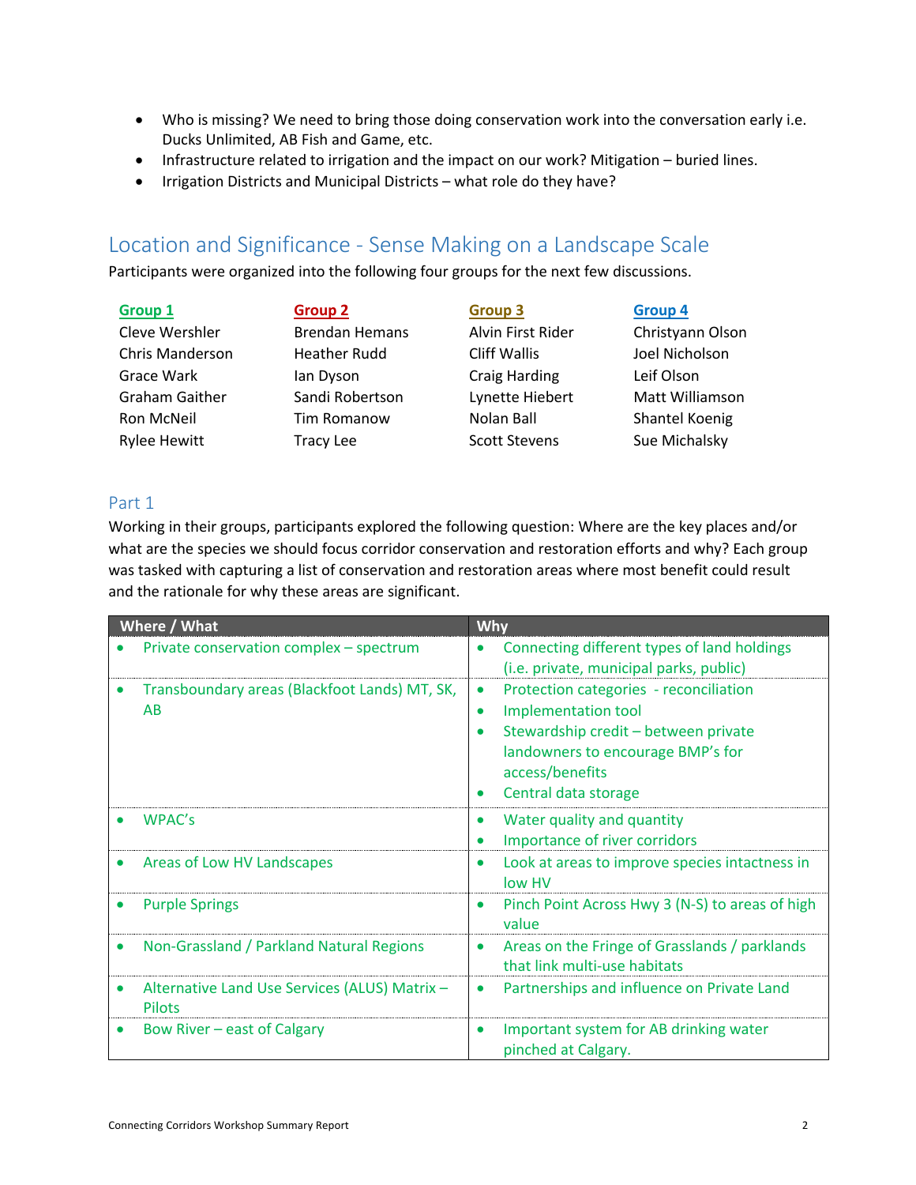- Who is missing? We need to bring those doing conservation work into the conversation early i.e. Ducks Unlimited, AB Fish and Game, etc.
- Infrastructure related to irrigation and the impact on our work? Mitigation – buried lines.
- Irrigation Districts and Municipal Districts – what role do they have?

## Location and Significance - Sense Making on a Landscape Scale

Participants were organized into the following four groups for the next few discussions.

| Group 1 | Group 2 | Group 3 | Group 4 |
|---|---|---|---|
| Cleve Wershler | Brendan Hemans | Alvin First Rider | Christyann Olson |
| Chris Manderson | Heather Rudd | Cliff Wallis | Joel Nicholson |
| Grace Wark | Ian Dyson | Craig Harding | Leif Olson |
| Graham Gaither | Sandi Robertson | Lynette Hiebert | Matt Williamson |
| Ron McNeil | Tim Romanow | Nolan Ball | Shantel Koenig |
| Rylee Hewitt | Tracy Lee | Scott Stevens | Sue Michalsky |

### Part 1

Working in their groups, participants explored the following question: Where are the key places and/or what are the species we should focus corridor conservation and restoration efforts and why? Each group was tasked with capturing a list of conservation and restoration areas where most benefit could result and the rationale for why these areas are significant.

| Where / What | Why |
|---|---|
| • Private conservation complex – spectrum | • Connecting different types of land holdings (i.e. private, municipal parks, public) |
| • Transboundary areas (Blackfoot Lands) MT, SK, AB | • Protection categories - reconciliation<br>• Implementation tool<br>• Stewardship credit – between private landowners to encourage BMP's for access/benefits<br>• Central data storage |
| • WPAC's | • Water quality and quantity<br>• Importance of river corridors |
| • Areas of Low HV Landscapes | • Look at areas to improve species intactness in low HV |
| • Purple Springs | • Pinch Point Across Hwy 3 (N-S) to areas of high value |
| • Non-Grassland / Parkland Natural Regions | • Areas on the Fringe of Grasslands / parklands that link multi-use habitats |
| • Alternative Land Use Services (ALUS) Matrix – Pilots | • Partnerships and influence on Private Land |
| • Bow River – east of Calgary | • Important system for AB drinking water pinched at Calgary. |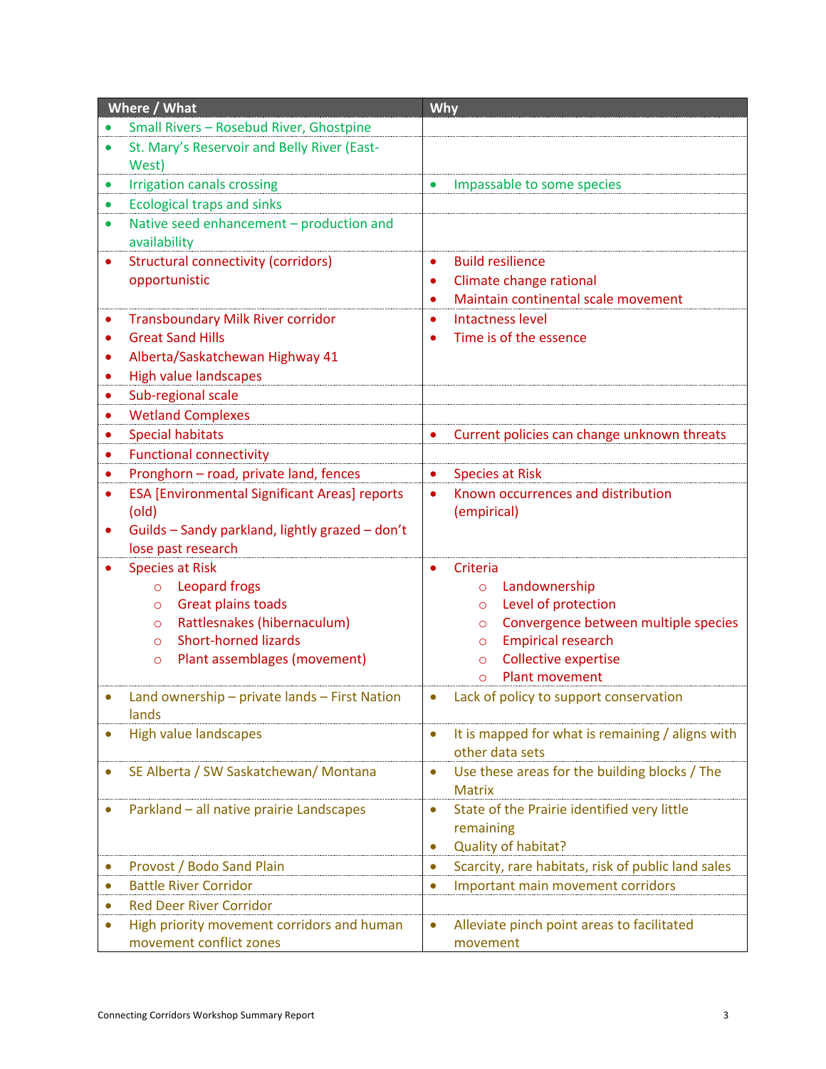| Where / What | Why |
|---|---|
| • Small Rivers – Rosebud River, Ghostpine | |
| • St. Mary's Reservoir and Belly River (East-West) | |
| • Irrigation canals crossing | • Impassable to some species |
| • Ecological traps and sinks | |
| • Native seed enhancement – production and availability | |
| • Structural connectivity (corridors) opportunistic | • Build resilience<br>• Climate change rational<br>• Maintain continental scale movement |
| • Transboundary Milk River corridor<br>• Great Sand Hills<br>• Alberta/Saskatchewan Highway 41<br>• High value landscapes | • Intactness level<br>• Time is of the essence |
| • Sub-regional scale | |
| • Wetland Complexes | |
| • Special habitats | • Current policies can change unknown threats |
| • Functional connectivity | |
| • Pronghorn – road, private land, fences | • Species at Risk |
| • ESA [Environmental Significant Areas] reports (old)<br>• Guilds – Sandy parkland, lightly grazed – don't lose past research | • Known occurrences and distribution (empirical) |
| • Species at Risk<br>  ○ Leopard frogs<br>  ○ Great plains toads<br>  ○ Rattlesnakes (hibernaculum)<br>  ○ Short-horned lizards<br>  ○ Plant assemblages (movement) | • Criteria<br>  ○ Landownership<br>  ○ Level of protection<br>  ○ Convergence between multiple species<br>  ○ Empirical research<br>  ○ Collective expertise<br>  ○ Plant movement |
| • Land ownership – private lands – First Nation lands | • Lack of policy to support conservation |
| • High value landscapes | • It is mapped for what is remaining / aligns with other data sets |
| • SE Alberta / SW Saskatchewan/ Montana | • Use these areas for the building blocks / The Matrix |
| • Parkland – all native prairie Landscapes | • State of the Prairie identified very little remaining<br>• Quality of habitat? |
| • Provost / Bodo Sand Plain | • Scarcity, rare habitats, risk of public land sales |
| • Battle River Corridor | • Important main movement corridors |
| • Red Deer River Corridor | |
| • High priority movement corridors and human movement conflict zones | • Alleviate pinch point areas to facilitated movement |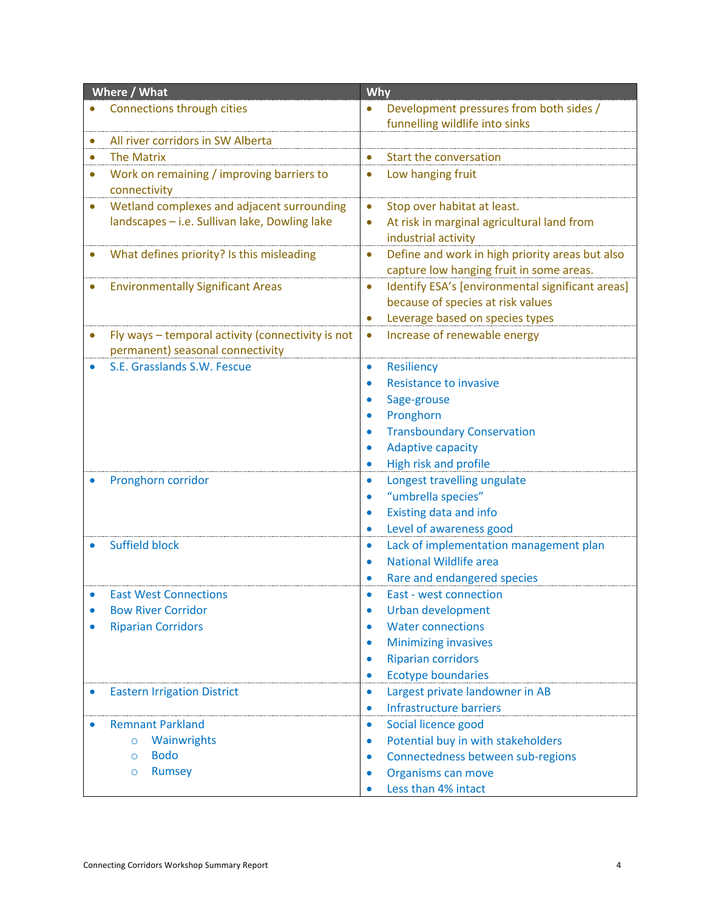| Where / What | Why |
|---|---|
| • Connections through cities | • Development pressures from both sides / funnelling wildlife into sinks |
| • All river corridors in SW Alberta | |
| • The Matrix | • Start the conversation |
| • Work on remaining / improving barriers to connectivity | • Low hanging fruit |
| • Wetland complexes and adjacent surrounding landscapes – i.e. Sullivan lake, Dowling lake | • Stop over habitat at least.<br>• At risk in marginal agricultural land from industrial activity |
| • What defines priority? Is this misleading | • Define and work in high priority areas but also capture low hanging fruit in some areas. |
| • Environmentally Significant Areas | • Identify ESA's [environmental significant areas] because of species at risk values<br>• Leverage based on species types |
| • Fly ways – temporal activity (connectivity is not permanent) seasonal connectivity | • Increase of renewable energy |
| • S.E. Grasslands S.W. Fescue | • Resiliency<br>• Resistance to invasive<br>• Sage-grouse<br>• Pronghorn<br>• Transboundary Conservation<br>• Adaptive capacity<br>• High risk and profile |
| • Pronghorn corridor | • Longest travelling ungulate<br>• "umbrella species"<br>• Existing data and info<br>• Level of awareness good |
| • Suffield block | • Lack of implementation management plan<br>• National Wildlife area<br>• Rare and endangered species |
| • East West Connections<br>• Bow River Corridor<br>• Riparian Corridors | • East - west connection<br>• Urban development<br>• Water connections<br>• Minimizing invasives<br>• Riparian corridors<br>• Ecotype boundaries |
| • Eastern Irrigation District | • Largest private landowner in AB<br>• Infrastructure barriers |
| • Remnant Parkland<br>&nbsp;&nbsp;&nbsp;&nbsp;○ Wainwrights<br>&nbsp;&nbsp;&nbsp;&nbsp;○ Bodo<br>&nbsp;&nbsp;&nbsp;&nbsp;○ Rumsey | • Social licence good<br>• Potential buy in with stakeholders<br>• Connectedness between sub-regions<br>• Organisms can move<br>• Less than 4% intact |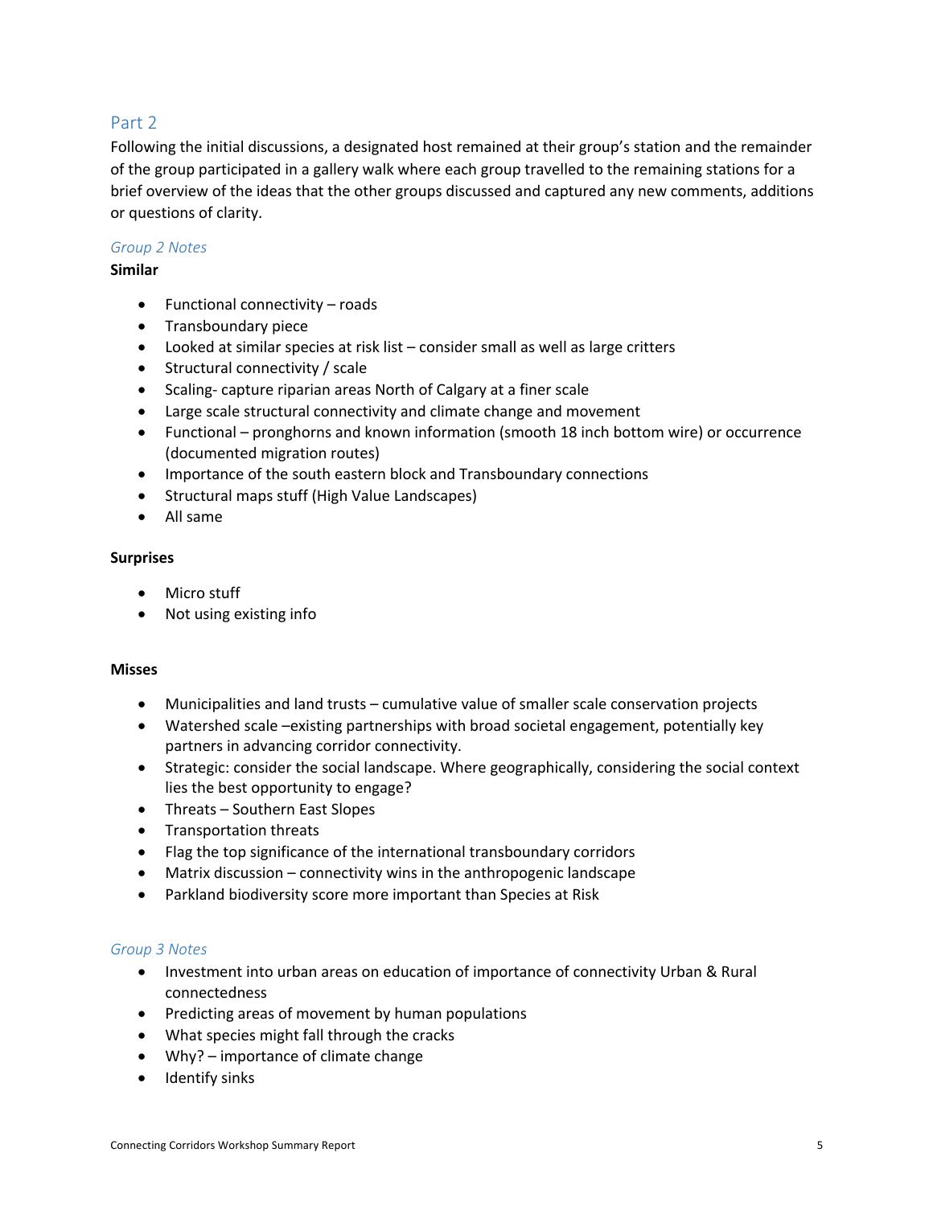## Part 2

Following the initial discussions, a designated host remained at their group's station and the remainder of the group participated in a gallery walk where each group travelled to the remaining stations for a brief overview of the ideas that the other groups discussed and captured any new comments, additions or questions of clarity.

### *Group 2 Notes*

**Similar**

- Functional connectivity – roads
- Transboundary piece
- Looked at similar species at risk list – consider small as well as large critters
- Structural connectivity / scale
- Scaling- capture riparian areas North of Calgary at a finer scale
- Large scale structural connectivity and climate change and movement
- Functional – pronghorns and known information (smooth 18 inch bottom wire) or occurrence (documented migration routes)
- Importance of the south eastern block and Transboundary connections
- Structural maps stuff (High Value Landscapes)
- All same

**Surprises**

- Micro stuff
- Not using existing info

**Misses**

- Municipalities and land trusts – cumulative value of smaller scale conservation projects
- Watershed scale –existing partnerships with broad societal engagement, potentially key partners in advancing corridor connectivity.
- Strategic: consider the social landscape. Where geographically, considering the social context lies the best opportunity to engage?
- Threats – Southern East Slopes
- Transportation threats
- Flag the top significance of the international transboundary corridors
- Matrix discussion – connectivity wins in the anthropogenic landscape
- Parkland biodiversity score more important than Species at Risk

### *Group 3 Notes*

- Investment into urban areas on education of importance of connectivity Urban & Rural connectedness
- Predicting areas of movement by human populations
- What species might fall through the cracks
- Why? – importance of climate change
- Identify sinks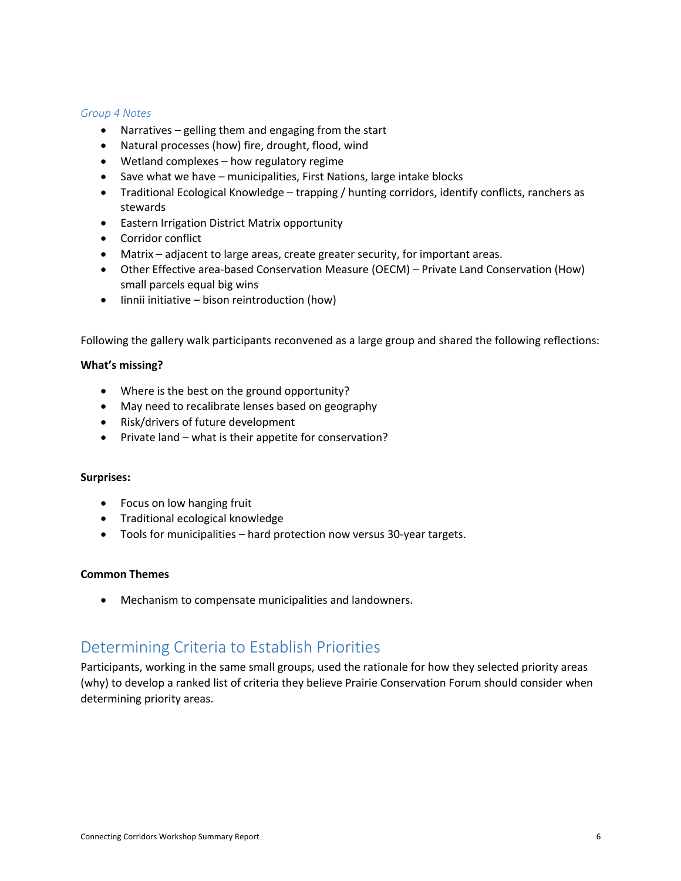*Group 4 Notes*

- Narratives – gelling them and engaging from the start
- Natural processes (how) fire, drought, flood, wind
- Wetland complexes – how regulatory regime
- Save what we have – municipalities, First Nations, large intake blocks
- Traditional Ecological Knowledge – trapping / hunting corridors, identify conflicts, ranchers as stewards
- Eastern Irrigation District Matrix opportunity
- Corridor conflict
- Matrix – adjacent to large areas, create greater security, for important areas.
- Other Effective area-based Conservation Measure (OECM) – Private Land Conservation (How) small parcels equal big wins
- Iinnii initiative – bison reintroduction (how)

Following the gallery walk participants reconvened as a large group and shared the following reflections:

**What's missing?**

- Where is the best on the ground opportunity?
- May need to recalibrate lenses based on geography
- Risk/drivers of future development
- Private land – what is their appetite for conservation?

**Surprises:**

- Focus on low hanging fruit
- Traditional ecological knowledge
- Tools for municipalities – hard protection now versus 30-year targets.

**Common Themes**

- Mechanism to compensate municipalities and landowners.

## Determining Criteria to Establish Priorities

Participants, working in the same small groups, used the rationale for how they selected priority areas (why) to develop a ranked list of criteria they believe Prairie Conservation Forum should consider when determining priority areas.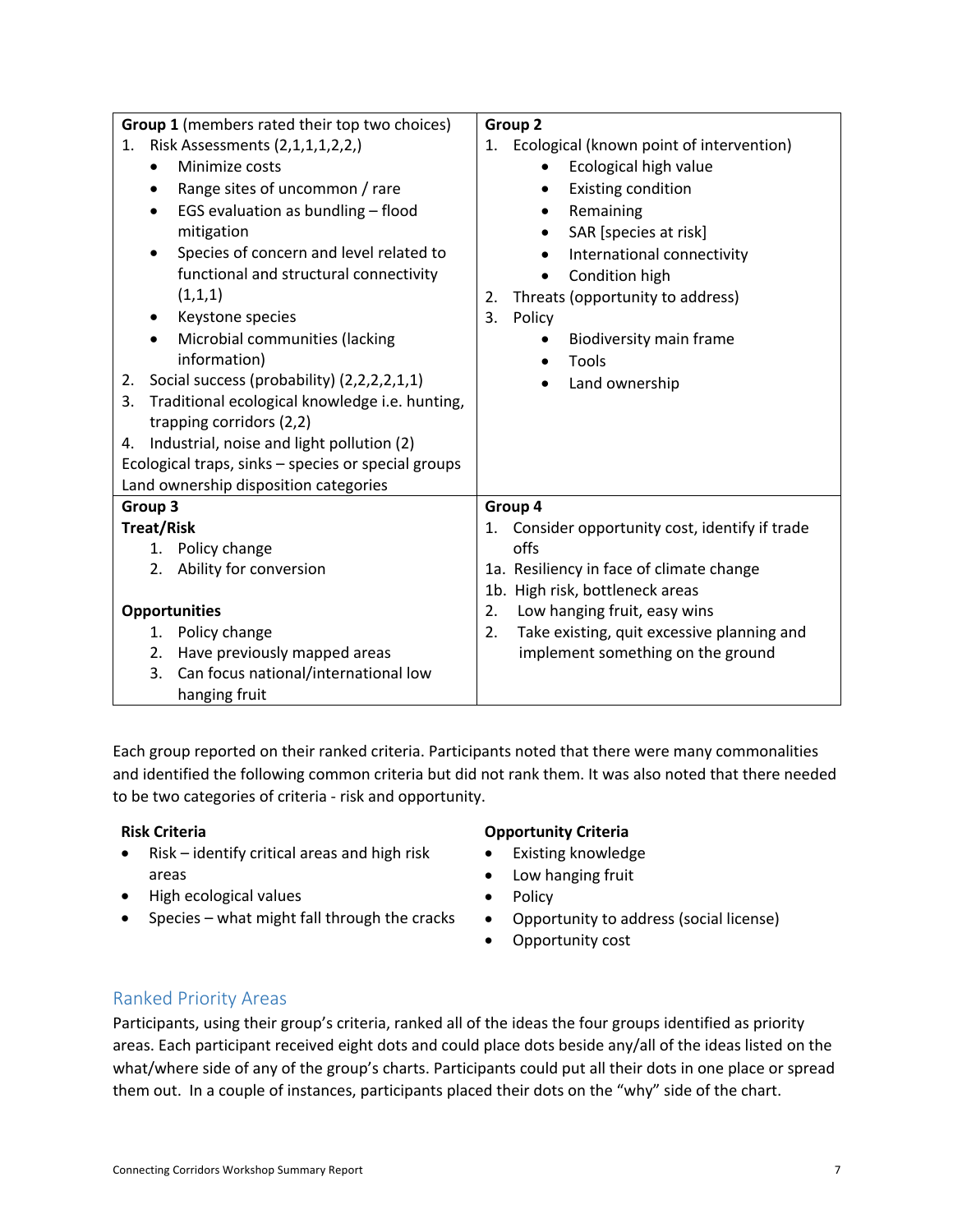| **Group 1** (members rated their top two choices) | **Group 2** |
|---|---|
| 1. Risk Assessments (2,1,1,1,2,2,)<br>• Minimize costs<br>• Range sites of uncommon / rare<br>• EGS evaluation as bundling – flood mitigation<br>• Species of concern and level related to functional and structural connectivity (1,1,1)<br>• Keystone species<br>• Microbial communities (lacking information)<br>2. Social success (probability) (2,2,2,2,1,1)<br>3. Traditional ecological knowledge i.e. hunting, trapping corridors (2,2)<br>4. Industrial, noise and light pollution (2)<br>Ecological traps, sinks – species or special groups<br>Land ownership disposition categories | 1. Ecological (known point of intervention)<br>• Ecological high value<br>• Existing condition<br>• Remaining<br>• SAR [species at risk]<br>• International connectivity<br>• Condition high<br>2. Threats (opportunity to address)<br>3. Policy<br>• Biodiversity main frame<br>• Tools<br>• Land ownership |
| **Group 3**<br>**Treat/Risk**<br>1. Policy change<br>2. Ability for conversion<br><br>**Opportunities**<br>1. Policy change<br>2. Have previously mapped areas<br>3. Can focus national/international low hanging fruit | **Group 4**<br>1. Consider opportunity cost, identify if trade offs<br>1a. Resiliency in face of climate change<br>1b. High risk, bottleneck areas<br>2. Low hanging fruit, easy wins<br>2. Take existing, quit excessive planning and implement something on the ground |

Each group reported on their ranked criteria. Participants noted that there were many commonalities and identified the following common criteria but did not rank them. It was also noted that there needed to be two categories of criteria - risk and opportunity.

**Risk Criteria**

- Risk – identify critical areas and high risk areas
- High ecological values
- Species – what might fall through the cracks

**Opportunity Criteria**

- Existing knowledge
- Low hanging fruit
- Policy
- Opportunity to address (social license)
- Opportunity cost

## Ranked Priority Areas

Participants, using their group's criteria, ranked all of the ideas the four groups identified as priority areas. Each participant received eight dots and could place dots beside any/all of the ideas listed on the what/where side of any of the group's charts. Participants could put all their dots in one place or spread them out. In a couple of instances, participants placed their dots on the "why" side of the chart.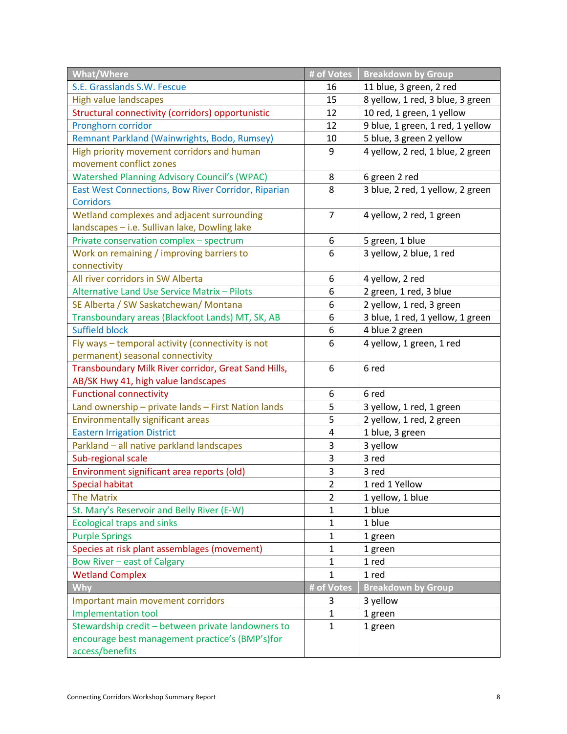| What/Where | # of Votes | Breakdown by Group |
|---|---|---|
| S.E. Grasslands S.W. Fescue | 16 | 11 blue, 3 green, 2 red |
| High value landscapes | 15 | 8 yellow, 1 red, 3 blue, 3 green |
| Structural connectivity (corridors) opportunistic | 12 | 10 red, 1 green, 1 yellow |
| Pronghorn corridor | 12 | 9 blue, 1 green, 1 red, 1 yellow |
| Remnant Parkland (Wainwrights, Bodo, Rumsey) | 10 | 5 blue, 3 green 2 yellow |
| High priority movement corridors and human movement conflict zones | 9 | 4 yellow, 2 red, 1 blue, 2 green |
| Watershed Planning Advisory Council's (WPAC) | 8 | 6 green 2 red |
| East West Connections, Bow River Corridor, Riparian Corridors | 8 | 3 blue, 2 red, 1 yellow, 2 green |
| Wetland complexes and adjacent surrounding landscapes – i.e. Sullivan lake, Dowling lake | 7 | 4 yellow, 2 red, 1 green |
| Private conservation complex – spectrum | 6 | 5 green, 1 blue |
| Work on remaining / improving barriers to connectivity | 6 | 3 yellow, 2 blue, 1 red |
| All river corridors in SW Alberta | 6 | 4 yellow, 2 red |
| Alternative Land Use Service Matrix – Pilots | 6 | 2 green, 1 red, 3 blue |
| SE Alberta / SW Saskatchewan/ Montana | 6 | 2 yellow, 1 red, 3 green |
| Transboundary areas (Blackfoot Lands) MT, SK, AB | 6 | 3 blue, 1 red, 1 yellow, 1 green |
| Suffield block | 6 | 4 blue 2 green |
| Fly ways – temporal activity (connectivity is not permanent) seasonal connectivity | 6 | 4 yellow, 1 green, 1 red |
| Transboundary Milk River corridor, Great Sand Hills, AB/SK Hwy 41, high value landscapes | 6 | 6 red |
| Functional connectivity | 6 | 6 red |
| Land ownership – private lands – First Nation lands | 5 | 3 yellow, 1 red, 1 green |
| Environmentally significant areas | 5 | 2 yellow, 1 red, 2 green |
| Eastern Irrigation District | 4 | 1 blue, 3 green |
| Parkland – all native parkland landscapes | 3 | 3 yellow |
| Sub-regional scale | 3 | 3 red |
| Environment significant area reports (old) | 3 | 3 red |
| Special habitat | 2 | 1 red 1 Yellow |
| The Matrix | 2 | 1 yellow, 1 blue |
| St. Mary's Reservoir and Belly River (E-W) | 1 | 1 blue |
| Ecological traps and sinks | 1 | 1 blue |
| Purple Springs | 1 | 1 green |
| Species at risk plant assemblages (movement) | 1 | 1 green |
| Bow River – east of Calgary | 1 | 1 red |
| Wetland Complex | 1 | 1 red |
| **Why** | **# of Votes** | **Breakdown by Group** |
| Important main movement corridors | 3 | 3 yellow |
| Implementation tool | 1 | 1 green |
| Stewardship credit – between private landowners to encourage best management practice's (BMP's)for access/benefits | 1 | 1 green |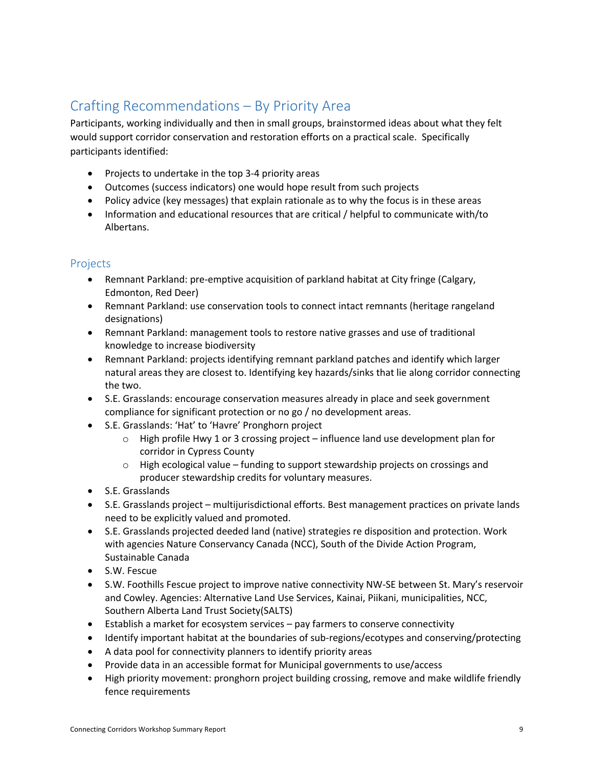## Crafting Recommendations – By Priority Area

Participants, working individually and then in small groups, brainstormed ideas about what they felt would support corridor conservation and restoration efforts on a practical scale. Specifically participants identified:

- Projects to undertake in the top 3-4 priority areas
- Outcomes (success indicators) one would hope result from such projects
- Policy advice (key messages) that explain rationale as to why the focus is in these areas
- Information and educational resources that are critical / helpful to communicate with/to Albertans.

### Projects

- Remnant Parkland: pre-emptive acquisition of parkland habitat at City fringe (Calgary, Edmonton, Red Deer)
- Remnant Parkland: use conservation tools to connect intact remnants (heritage rangeland designations)
- Remnant Parkland: management tools to restore native grasses and use of traditional knowledge to increase biodiversity
- Remnant Parkland: projects identifying remnant parkland patches and identify which larger natural areas they are closest to. Identifying key hazards/sinks that lie along corridor connecting the two.
- S.E. Grasslands: encourage conservation measures already in place and seek government compliance for significant protection or no go / no development areas.
- S.E. Grasslands: 'Hat' to 'Havre' Pronghorn project
  - High profile Hwy 1 or 3 crossing project – influence land use development plan for corridor in Cypress County
  - High ecological value – funding to support stewardship projects on crossings and producer stewardship credits for voluntary measures.
- S.E. Grasslands
- S.E. Grasslands project – multijurisdictional efforts. Best management practices on private lands need to be explicitly valued and promoted.
- S.E. Grasslands projected deeded land (native) strategies re disposition and protection. Work with agencies Nature Conservancy Canada (NCC), South of the Divide Action Program, Sustainable Canada
- S.W. Fescue
- S.W. Foothills Fescue project to improve native connectivity NW-SE between St. Mary's reservoir and Cowley. Agencies: Alternative Land Use Services, Kainai, Piikani, municipalities, NCC, Southern Alberta Land Trust Society(SALTS)
- Establish a market for ecosystem services – pay farmers to conserve connectivity
- Identify important habitat at the boundaries of sub-regions/ecotypes and conserving/protecting
- A data pool for connectivity planners to identify priority areas
- Provide data in an accessible format for Municipal governments to use/access
- High priority movement: pronghorn project building crossing, remove and make wildlife friendly fence requirements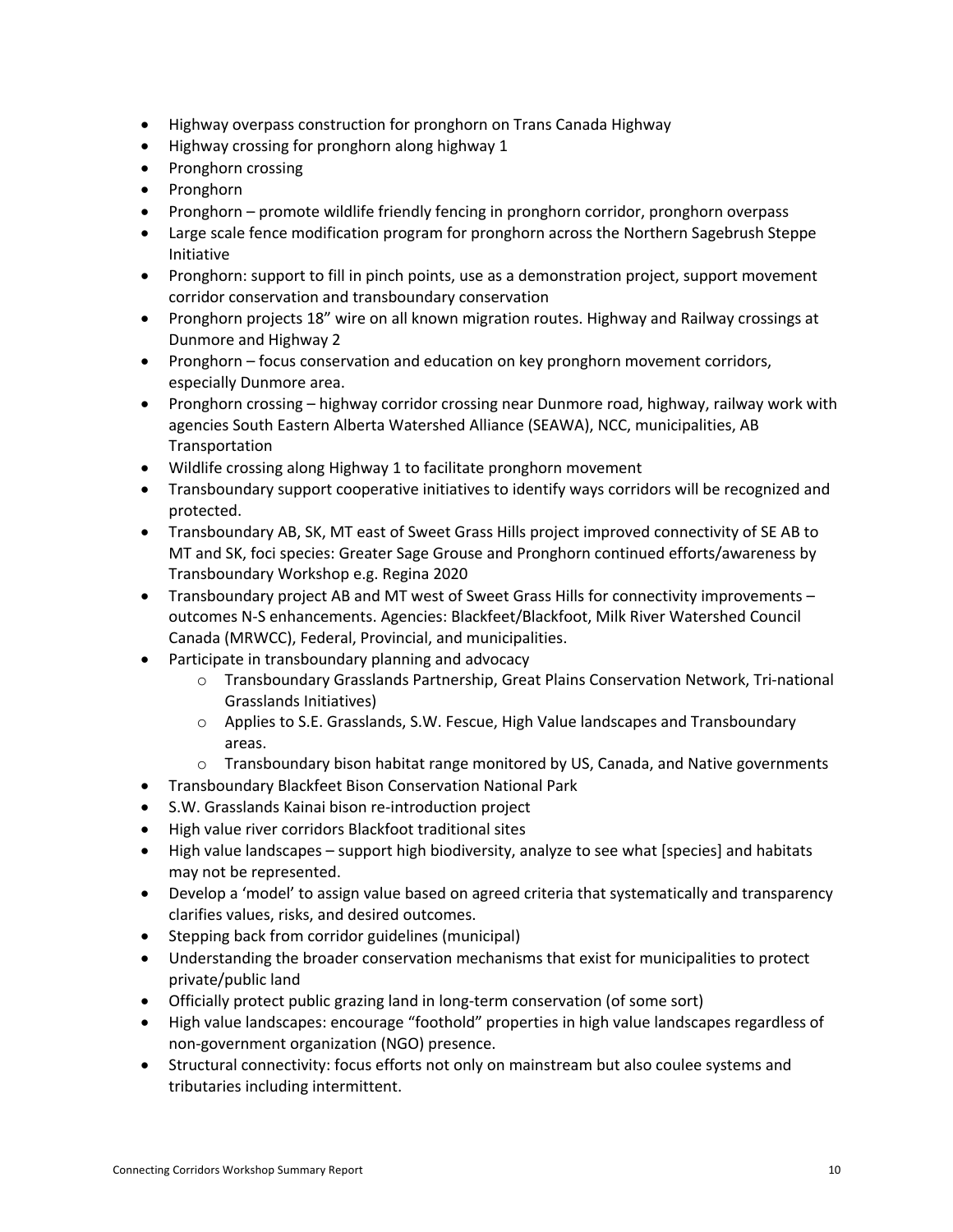- Highway overpass construction for pronghorn on Trans Canada Highway
- Highway crossing for pronghorn along highway 1
- Pronghorn crossing
- Pronghorn
- Pronghorn – promote wildlife friendly fencing in pronghorn corridor, pronghorn overpass
- Large scale fence modification program for pronghorn across the Northern Sagebrush Steppe Initiative
- Pronghorn: support to fill in pinch points, use as a demonstration project, support movement corridor conservation and transboundary conservation
- Pronghorn projects 18" wire on all known migration routes. Highway and Railway crossings at Dunmore and Highway 2
- Pronghorn – focus conservation and education on key pronghorn movement corridors, especially Dunmore area.
- Pronghorn crossing – highway corridor crossing near Dunmore road, highway, railway work with agencies South Eastern Alberta Watershed Alliance (SEAWA), NCC, municipalities, AB Transportation
- Wildlife crossing along Highway 1 to facilitate pronghorn movement
- Transboundary support cooperative initiatives to identify ways corridors will be recognized and protected.
- Transboundary AB, SK, MT east of Sweet Grass Hills project improved connectivity of SE AB to MT and SK, foci species: Greater Sage Grouse and Pronghorn continued efforts/awareness by Transboundary Workshop e.g. Regina 2020
- Transboundary project AB and MT west of Sweet Grass Hills for connectivity improvements – outcomes N-S enhancements. Agencies: Blackfeet/Blackfoot, Milk River Watershed Council Canada (MRWCC), Federal, Provincial, and municipalities.
- Participate in transboundary planning and advocacy
  - Transboundary Grasslands Partnership, Great Plains Conservation Network, Tri-national Grasslands Initiatives)
  - Applies to S.E. Grasslands, S.W. Fescue, High Value landscapes and Transboundary areas.
  - Transboundary bison habitat range monitored by US, Canada, and Native governments
- Transboundary Blackfeet Bison Conservation National Park
- S.W. Grasslands Kainai bison re-introduction project
- High value river corridors Blackfoot traditional sites
- High value landscapes – support high biodiversity, analyze to see what [species] and habitats may not be represented.
- Develop a 'model' to assign value based on agreed criteria that systematically and transparency clarifies values, risks, and desired outcomes.
- Stepping back from corridor guidelines (municipal)
- Understanding the broader conservation mechanisms that exist for municipalities to protect private/public land
- Officially protect public grazing land in long-term conservation (of some sort)
- High value landscapes: encourage "foothold" properties in high value landscapes regardless of non-government organization (NGO) presence.
- Structural connectivity: focus efforts not only on mainstream but also coulee systems and tributaries including intermittent.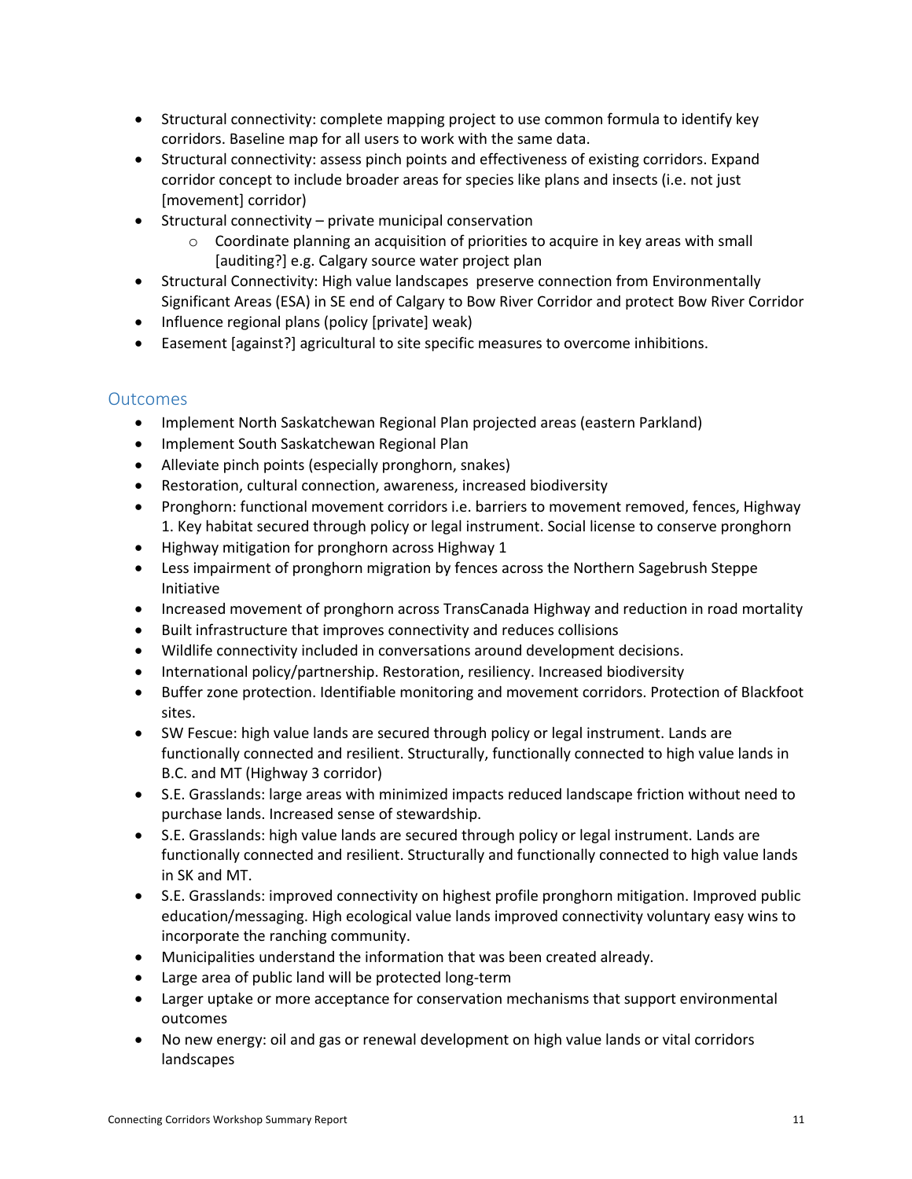- Structural connectivity: complete mapping project to use common formula to identify key corridors. Baseline map for all users to work with the same data.
- Structural connectivity: assess pinch points and effectiveness of existing corridors. Expand corridor concept to include broader areas for species like plans and insects (i.e. not just [movement] corridor)
- Structural connectivity – private municipal conservation
  - Coordinate planning an acquisition of priorities to acquire in key areas with small [auditing?] e.g. Calgary source water project plan
- Structural Connectivity: High value landscapes preserve connection from Environmentally Significant Areas (ESA) in SE end of Calgary to Bow River Corridor and protect Bow River Corridor
- Influence regional plans (policy [private] weak)
- Easement [against?] agricultural to site specific measures to overcome inhibitions.

## Outcomes

- Implement North Saskatchewan Regional Plan projected areas (eastern Parkland)
- Implement South Saskatchewan Regional Plan
- Alleviate pinch points (especially pronghorn, snakes)
- Restoration, cultural connection, awareness, increased biodiversity
- Pronghorn: functional movement corridors i.e. barriers to movement removed, fences, Highway 1. Key habitat secured through policy or legal instrument. Social license to conserve pronghorn
- Highway mitigation for pronghorn across Highway 1
- Less impairment of pronghorn migration by fences across the Northern Sagebrush Steppe Initiative
- Increased movement of pronghorn across TransCanada Highway and reduction in road mortality
- Built infrastructure that improves connectivity and reduces collisions
- Wildlife connectivity included in conversations around development decisions.
- International policy/partnership. Restoration, resiliency. Increased biodiversity
- Buffer zone protection. Identifiable monitoring and movement corridors. Protection of Blackfoot sites.
- SW Fescue: high value lands are secured through policy or legal instrument. Lands are functionally connected and resilient. Structurally, functionally connected to high value lands in B.C. and MT (Highway 3 corridor)
- S.E. Grasslands: large areas with minimized impacts reduced landscape friction without need to purchase lands. Increased sense of stewardship.
- S.E. Grasslands: high value lands are secured through policy or legal instrument. Lands are functionally connected and resilient. Structurally and functionally connected to high value lands in SK and MT.
- S.E. Grasslands: improved connectivity on highest profile pronghorn mitigation. Improved public education/messaging. High ecological value lands improved connectivity voluntary easy wins to incorporate the ranching community.
- Municipalities understand the information that was been created already.
- Large area of public land will be protected long-term
- Larger uptake or more acceptance for conservation mechanisms that support environmental outcomes
- No new energy: oil and gas or renewal development on high value lands or vital corridors landscapes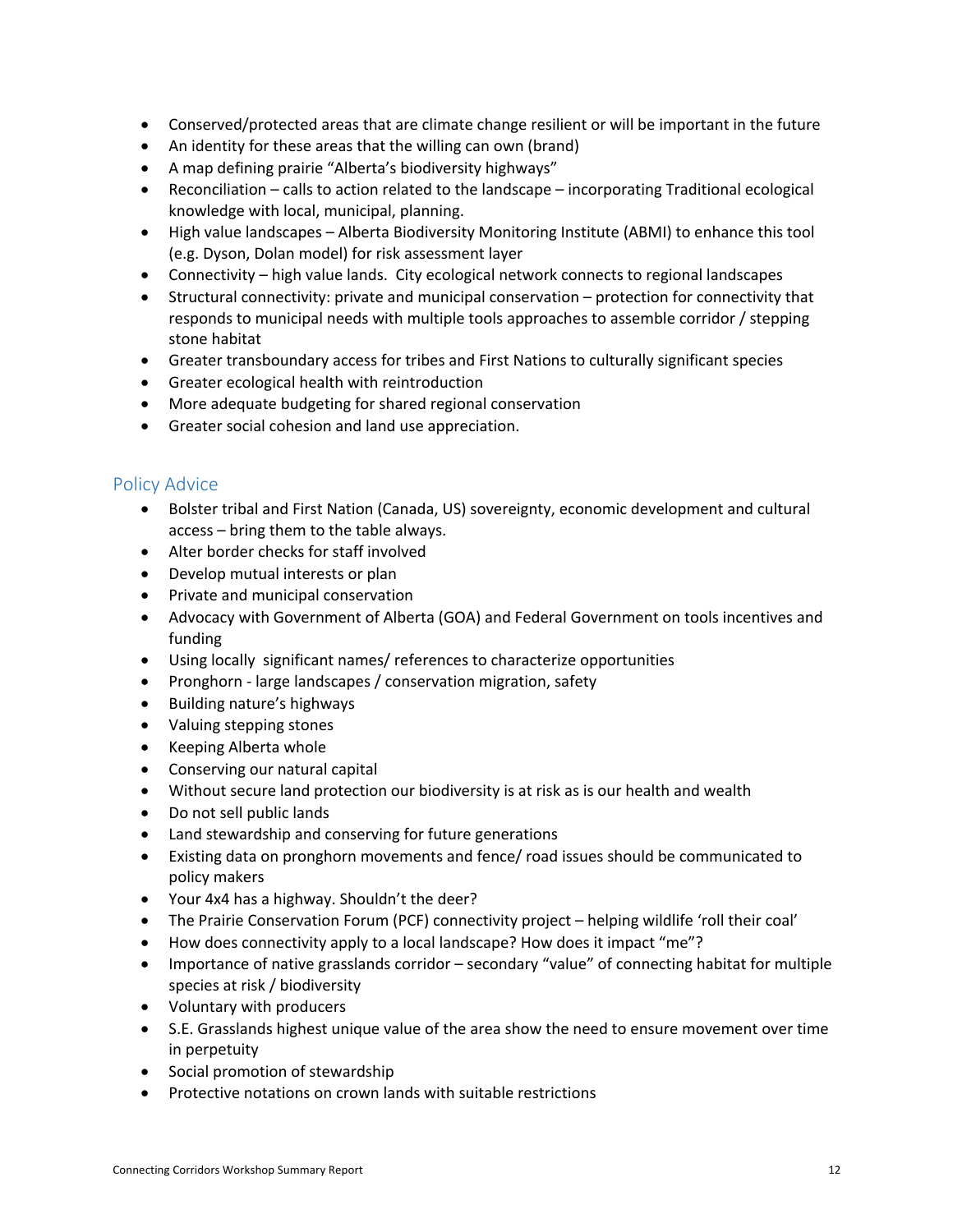- Conserved/protected areas that are climate change resilient or will be important in the future
- An identity for these areas that the willing can own (brand)
- A map defining prairie "Alberta's biodiversity highways"
- Reconciliation – calls to action related to the landscape – incorporating Traditional ecological knowledge with local, municipal, planning.
- High value landscapes – Alberta Biodiversity Monitoring Institute (ABMI) to enhance this tool (e.g. Dyson, Dolan model) for risk assessment layer
- Connectivity – high value lands. City ecological network connects to regional landscapes
- Structural connectivity: private and municipal conservation – protection for connectivity that responds to municipal needs with multiple tools approaches to assemble corridor / stepping stone habitat
- Greater transboundary access for tribes and First Nations to culturally significant species
- Greater ecological health with reintroduction
- More adequate budgeting for shared regional conservation
- Greater social cohesion and land use appreciation.

## Policy Advice

- Bolster tribal and First Nation (Canada, US) sovereignty, economic development and cultural access – bring them to the table always.
- Alter border checks for staff involved
- Develop mutual interests or plan
- Private and municipal conservation
- Advocacy with Government of Alberta (GOA) and Federal Government on tools incentives and funding
- Using locally significant names/ references to characterize opportunities
- Pronghorn - large landscapes / conservation migration, safety
- Building nature's highways
- Valuing stepping stones
- Keeping Alberta whole
- Conserving our natural capital
- Without secure land protection our biodiversity is at risk as is our health and wealth
- Do not sell public lands
- Land stewardship and conserving for future generations
- Existing data on pronghorn movements and fence/ road issues should be communicated to policy makers
- Your 4x4 has a highway. Shouldn't the deer?
- The Prairie Conservation Forum (PCF) connectivity project – helping wildlife 'roll their coal'
- How does connectivity apply to a local landscape? How does it impact "me"?
- Importance of native grasslands corridor – secondary "value" of connecting habitat for multiple species at risk / biodiversity
- Voluntary with producers
- S.E. Grasslands highest unique value of the area show the need to ensure movement over time in perpetuity
- Social promotion of stewardship
- Protective notations on crown lands with suitable restrictions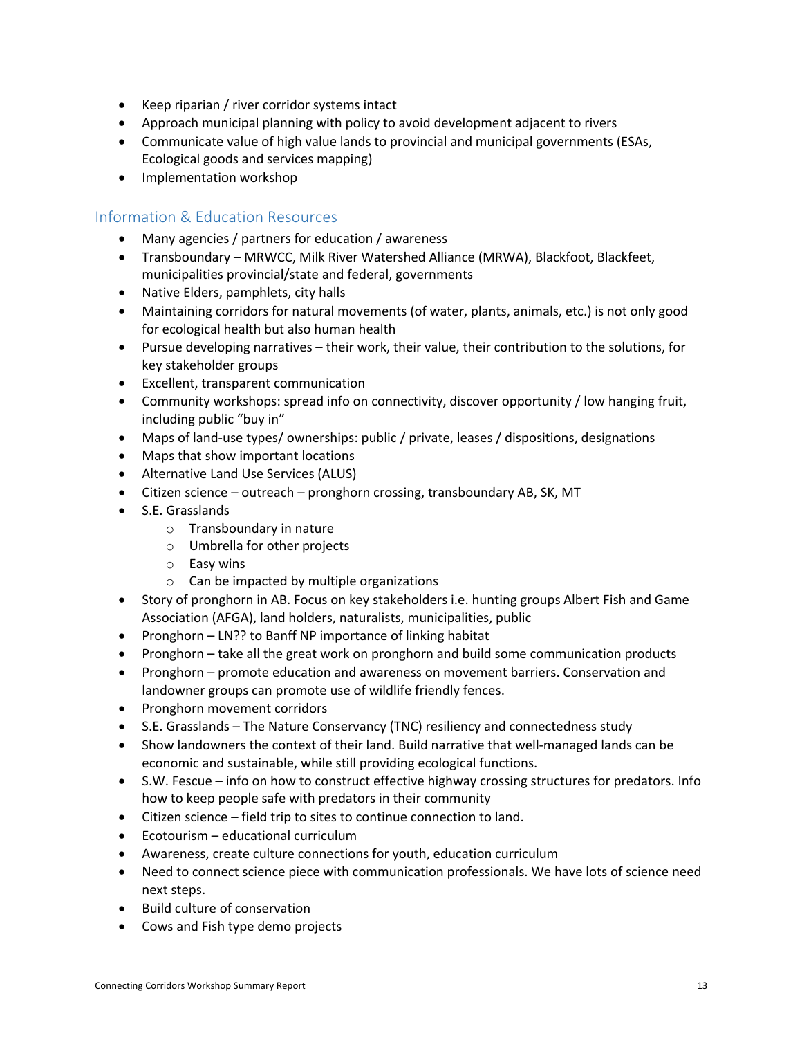- Keep riparian / river corridor systems intact
- Approach municipal planning with policy to avoid development adjacent to rivers
- Communicate value of high value lands to provincial and municipal governments (ESAs, Ecological goods and services mapping)
- Implementation workshop

## Information & Education Resources

- Many agencies / partners for education / awareness
- Transboundary – MRWCC, Milk River Watershed Alliance (MRWA), Blackfoot, Blackfeet, municipalities provincial/state and federal, governments
- Native Elders, pamphlets, city halls
- Maintaining corridors for natural movements (of water, plants, animals, etc.) is not only good for ecological health but also human health
- Pursue developing narratives – their work, their value, their contribution to the solutions, for key stakeholder groups
- Excellent, transparent communication
- Community workshops: spread info on connectivity, discover opportunity / low hanging fruit, including public "buy in"
- Maps of land-use types/ ownerships: public / private, leases / dispositions, designations
- Maps that show important locations
- Alternative Land Use Services (ALUS)
- Citizen science – outreach – pronghorn crossing, transboundary AB, SK, MT
- S.E. Grasslands
    - Transboundary in nature
    - Umbrella for other projects
    - Easy wins
    - Can be impacted by multiple organizations
- Story of pronghorn in AB. Focus on key stakeholders i.e. hunting groups Albert Fish and Game Association (AFGA), land holders, naturalists, municipalities, public
- Pronghorn – LN?? to Banff NP importance of linking habitat
- Pronghorn – take all the great work on pronghorn and build some communication products
- Pronghorn – promote education and awareness on movement barriers. Conservation and landowner groups can promote use of wildlife friendly fences.
- Pronghorn movement corridors
- S.E. Grasslands – The Nature Conservancy (TNC) resiliency and connectedness study
- Show landowners the context of their land. Build narrative that well-managed lands can be economic and sustainable, while still providing ecological functions.
- S.W. Fescue – info on how to construct effective highway crossing structures for predators. Info how to keep people safe with predators in their community
- Citizen science – field trip to sites to continue connection to land.
- Ecotourism – educational curriculum
- Awareness, create culture connections for youth, education curriculum
- Need to connect science piece with communication professionals. We have lots of science need next steps.
- Build culture of conservation
- Cows and Fish type demo projects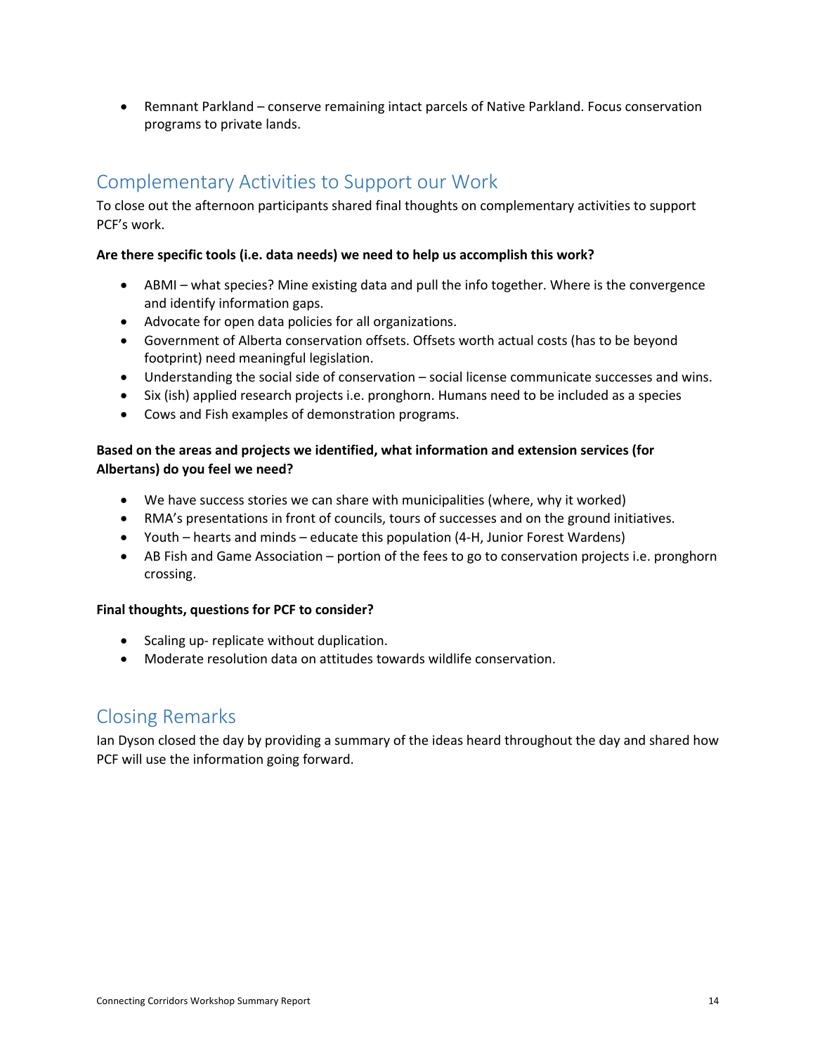- Remnant Parkland – conserve remaining intact parcels of Native Parkland. Focus conservation programs to private lands.

## Complementary Activities to Support our Work

To close out the afternoon participants shared final thoughts on complementary activities to support PCF's work.

**Are there specific tools (i.e. data needs) we need to help us accomplish this work?**

- ABMI – what species? Mine existing data and pull the info together. Where is the convergence and identify information gaps.
- Advocate for open data policies for all organizations.
- Government of Alberta conservation offsets. Offsets worth actual costs (has to be beyond footprint) need meaningful legislation.
- Understanding the social side of conservation – social license communicate successes and wins.
- Six (ish) applied research projects i.e. pronghorn. Humans need to be included as a species
- Cows and Fish examples of demonstration programs.

**Based on the areas and projects we identified, what information and extension services (for Albertans) do you feel we need?**

- We have success stories we can share with municipalities (where, why it worked)
- RMA's presentations in front of councils, tours of successes and on the ground initiatives.
- Youth – hearts and minds – educate this population (4-H, Junior Forest Wardens)
- AB Fish and Game Association – portion of the fees to go to conservation projects i.e. pronghorn crossing.

**Final thoughts, questions for PCF to consider?**

- Scaling up- replicate without duplication.
- Moderate resolution data on attitudes towards wildlife conservation.

## Closing Remarks

Ian Dyson closed the day by providing a summary of the ideas heard throughout the day and shared how PCF will use the information going forward.